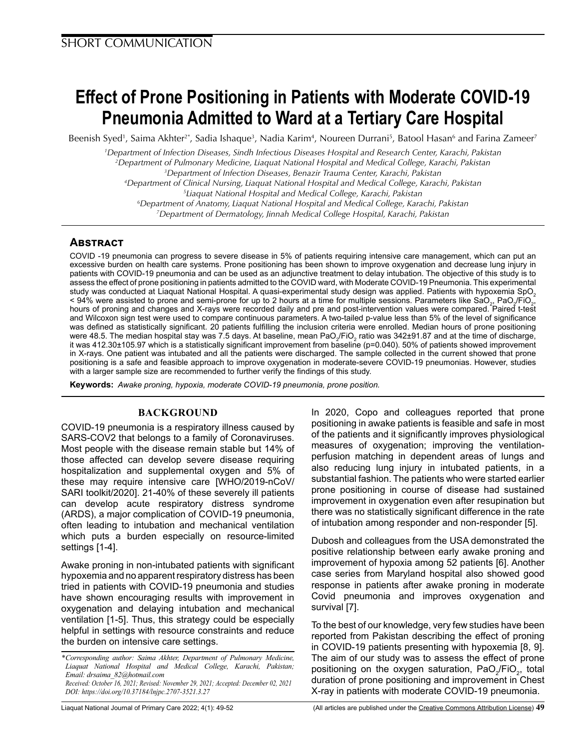SHORT COMMUNICATION

# Effect of Prone Positioning in Patients with Moderate COVID-19 Pneumonia Admitted to Ward at a Tertiary Care Hospital

Beenish Syed[1], Saima Akhter[2*], Sadia Ishaque[3], Nadia Karim[4], Noureen Durrani[5], Batool Hasan[6] and Farina Zameer[7]

[1]Department of Infection Diseases, Sindh Infectious Diseases Hospital and Research Center, Karachi, Pakistan
[2]Department of Pulmonary Medicine, Liaquat National Hospital and Medical College, Karachi, Pakistan
[3]Department of Infection Diseases, Benazir Trauma Center, Karachi, Pakistan
[4]Department of Clinical Nursing, Liaquat National Hospital and Medical College, Karachi, Pakistan
[5]Liaquat National Hospital and Medical College, Karachi, Pakistan
[6]Department of Anatomy, Liaquat National Hospital and Medical College, Karachi, Pakistan
[7]Department of Dermatology, Jinnah Medical College Hospital, Karachi, Pakistan

## Abstract

COVID -19 pneumonia can progress to severe disease in 5% of patients requiring intensive care management, which can put an excessive burden on health care systems. Prone positioning has been shown to improve oxygenation and decrease lung injury in patients with COVID-19 pneumonia and can be used as an adjunctive treatment to delay intubation. The objective of this study is to assess the effect of prone positioning in patients admitted to the COVID ward, with Moderate COVID-19 Pneumonia. This experimental study was conducted at Liaquat National Hospital. A quasi-experimental study design was applied. Patients with hypoxemia $SpO_2$ < 94% were assisted to prone and semi-prone for up to 2 hours at a time for multiple sessions. Parameters like $SaO_2$, $PaO_2/FiO_2$, hours of proning and changes and X-rays were recorded daily and pre and post-intervention values were compared. Paired t-test and Wilcoxon sign test were used to compare continuous parameters. A two-tailed p-value less than 5% of the level of significance was defined as statistically significant. 20 patients fulfilling the inclusion criteria were enrolled. Median hours of prone positioning were 48.5. The median hospital stay was 7.5 days. At baseline, mean $PaO_2/FiO_2$ ratio was 342±91.87 and at the time of discharge, it was 412.30±105.97 which is a statistically significant improvement from baseline (p=0.040). 50% of patients showed improvement in X-rays. One patient was intubated and all the patients were discharged. The sample collected in the current showed that prone positioning is a safe and feasible approach to improve oxygenation in moderate-severe COVID-19 pneumonias. However, studies with a larger sample size are recommended to further verify the findings of this study.

**Keywords:** *Awake proning, hypoxia, moderate COVID-19 pneumonia, prone position.*

## BACKGROUND

COVID-19 pneumonia is a respiratory illness caused by SARS-COV2 that belongs to a family of Coronaviruses. Most people with the disease remain stable but 14% of those affected can develop severe disease requiring hospitalization and supplemental oxygen and 5% of these may require intensive care [WHO/2019-nCoV/SARI toolkit/2020]. 21-40% of these severely ill patients can develop acute respiratory distress syndrome (ARDS), a major complication of COVID-19 pneumonia, often leading to intubation and mechanical ventilation which puts a burden especially on resource-limited settings [1-4].

Awake proning in non-intubated patients with significant hypoxemia and no apparent respiratory distress has been tried in patients with COVID-19 pneumonia and studies have shown encouraging results with improvement in oxygenation and delaying intubation and mechanical ventilation [1-5]. Thus, this strategy could be especially helpful in settings with resource constraints and reduce the burden on intensive care settings.

In 2020, Copo and colleagues reported that prone positioning in awake patients is feasible and safe in most of the patients and it significantly improves physiological measures of oxygenation; improving the ventilation-perfusion matching in dependent areas of lungs and also reducing lung injury in intubated patients, in a substantial fashion. The patients who were started earlier prone positioning in course of disease had sustained improvement in oxygenation even after resupination but there was no statistically significant difference in the rate of intubation among responder and non-responder [5].

Dubosh and colleagues from the USA demonstrated the positive relationship between early awake proning and improvement of hypoxia among 52 patients [6]. Another case series from Maryland hospital also showed good response in patients after awake proning in moderate Covid pneumonia and improves oxygenation and survival [7].

To the best of our knowledge, very few studies have been reported from Pakistan describing the effect of proning in COVID-19 patients presenting with hypoxemia [8, 9]. The aim of our study was to assess the effect of prone positioning on the oxygen saturation, $PaO_2/FiO_2$, total duration of prone positioning and improvement in Chest X-ray in patients with moderate COVID-19 pneumonia.

*\*Corresponding author: Saima Akhter, Department of Pulmonary Medicine, Liaquat National Hospital and Medical College, Karachi, Pakistan; Email: drsaima_82@hotmail.com*
*Received: October 16, 2021; Revised: November 29, 2021; Accepted: December 02, 2021*
*DOI: https://doi.org/10.37184/lnjpc.2707-3521.3.27*

(All articles are published under the Creative Commons Attribution License)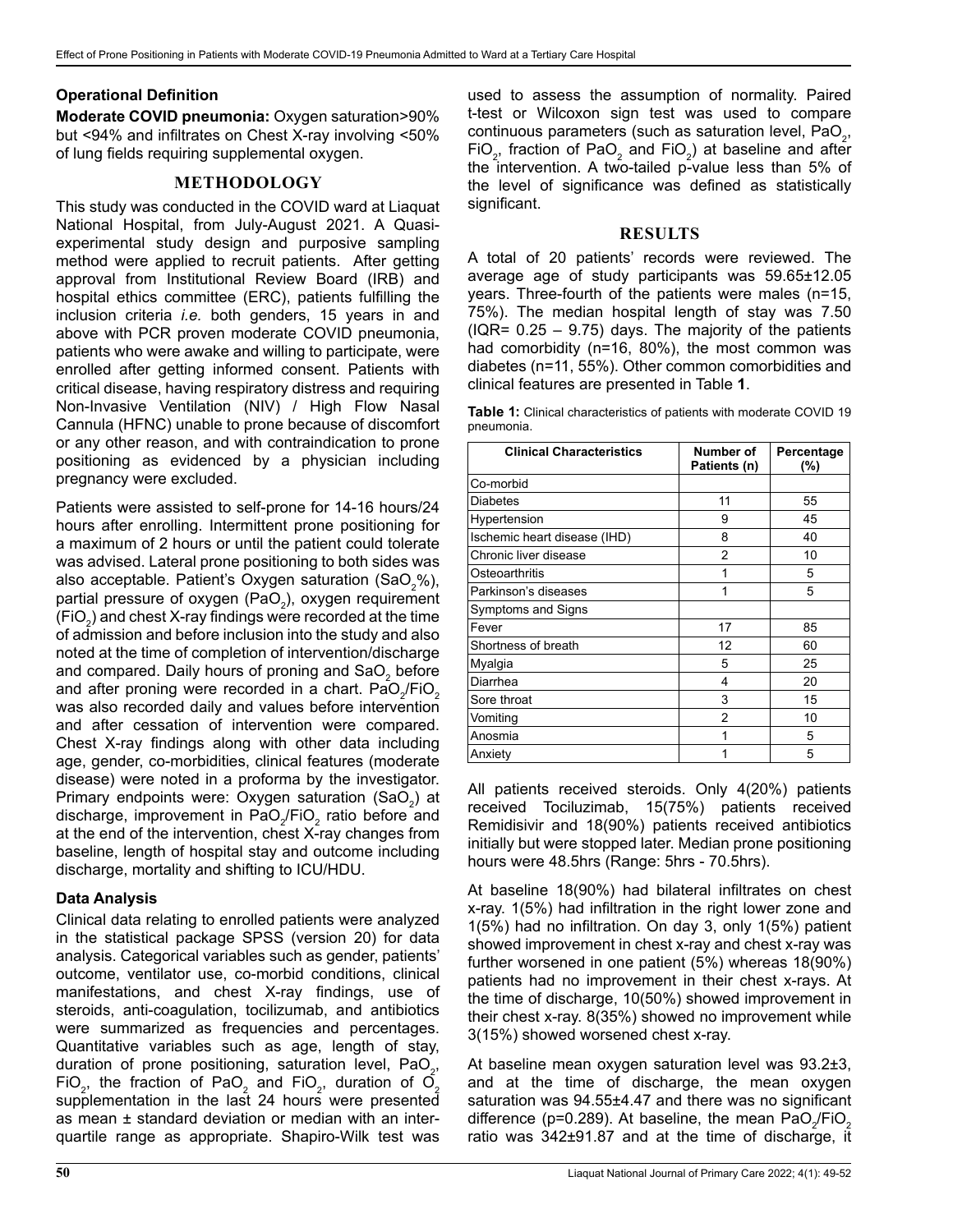### Operational Definition

**Moderate COVID pneumonia:** Oxygen saturation>90% but <94% and infiltrates on Chest X-ray involving <50% of lung fields requiring supplemental oxygen.

## METHODOLOGY

This study was conducted in the COVID ward at Liaquat National Hospital, from July-August 2021. A Quasi-experimental study design and purposive sampling method were applied to recruit patients. After getting approval from Institutional Review Board (IRB) and hospital ethics committee (ERC), patients fulfilling the inclusion criteria *i.e.* both genders, 15 years in and above with PCR proven moderate COVID pneumonia, patients who were awake and willing to participate, were enrolled after getting informed consent. Patients with critical disease, having respiratory distress and requiring Non-Invasive Ventilation (NIV) / High Flow Nasal Cannula (HFNC) unable to prone because of discomfort or any other reason, and with contraindication to prone positioning as evidenced by a physician including pregnancy were excluded.

Patients were assisted to self-prone for 14-16 hours/24 hours after enrolling. Intermittent prone positioning for a maximum of 2 hours or until the patient could tolerate was advised. Lateral prone positioning to both sides was also acceptable. Patient's Oxygen saturation ($SaO_2$%), partial pressure of oxygen ($PaO_2$), oxygen requirement ($FiO_2$) and chest X-ray findings were recorded at the time of admission and before inclusion into the study and also noted at the time of completion of intervention/discharge and compared. Daily hours of proning and $SaO_2$ before and after proning were recorded in a chart. $PaO_2/FiO_2$ was also recorded daily and values before intervention and after cessation of intervention were compared. Chest X-ray findings along with other data including age, gender, co-morbidities, clinical features (moderate disease) were noted in a proforma by the investigator. Primary endpoints were: Oxygen saturation ($SaO_2$) at discharge, improvement in $PaO_2/FiO_2$ ratio before and at the end of the intervention, chest X-ray changes from baseline, length of hospital stay and outcome including discharge, mortality and shifting to ICU/HDU.

### Data Analysis

Clinical data relating to enrolled patients were analyzed in the statistical package SPSS (version 20) for data analysis. Categorical variables such as gender, patients' outcome, ventilator use, co-morbid conditions, clinical manifestations, and chest X-ray findings, use of steroids, anti-coagulation, tocilizumab, and antibiotics were summarized as frequencies and percentages. Quantitative variables such as age, length of stay, duration of prone positioning, saturation level, $PaO_2$, $FiO_2$, the fraction of $PaO_2$ and $FiO_2$, duration of $O_2$ supplementation in the last 24 hours were presented as mean ± standard deviation or median with an inter-quartile range as appropriate. Shapiro-Wilk test was used to assess the assumption of normality. Paired t-test or Wilcoxon sign test was used to compare continuous parameters (such as saturation level, $PaO_2$, $FiO_2$, fraction of $PaO_2$ and $FiO_2$) at baseline and after the intervention. A two-tailed p-value less than 5% of the level of significance was defined as statistically significant.

## RESULTS

A total of 20 patients' records were reviewed. The average age of study participants was 59.65±12.05 years. Three-fourth of the patients were males (n=15, 75%). The median hospital length of stay was 7.50 (IQR= 0.25 – 9.75) days. The majority of the patients had comorbidity (n=16, 80%), the most common was diabetes (n=11, 55%). Other common comorbidities and clinical features are presented in Table **1**.

**Table 1:** Clinical characteristics of patients with moderate COVID 19 pneumonia.

| Clinical Characteristics | Number of Patients (n) | Percentage (%) |
|---|---|---|
| Co-morbid | | |
| Diabetes | 11 | 55 |
| Hypertension | 9 | 45 |
| Ischemic heart disease (IHD) | 8 | 40 |
| Chronic liver disease | 2 | 10 |
| Osteoarthritis | 1 | 5 |
| Parkinson's diseases | 1 | 5 |
| Symptoms and Signs | | |
| Fever | 17 | 85 |
| Shortness of breath | 12 | 60 |
| Myalgia | 5 | 25 |
| Diarrhea | 4 | 20 |
| Sore throat | 3 | 15 |
| Vomiting | 2 | 10 |
| Anosmia | 1 | 5 |
| Anxiety | 1 | 5 |

All patients received steroids. Only 4(20%) patients received Tociluzimab, 15(75%) patients received Remidisivir and 18(90%) patients received antibiotics initially but were stopped later. Median prone positioning hours were 48.5hrs (Range: 5hrs - 70.5hrs).

At baseline 18(90%) had bilateral infiltrates on chest x-ray. 1(5%) had infiltration in the right lower zone and 1(5%) had no infiltration. On day 3, only 1(5%) patient showed improvement in chest x-ray and chest x-ray was further worsened in one patient (5%) whereas 18(90%) patients had no improvement in their chest x-rays. At the time of discharge, 10(50%) showed improvement in their chest x-ray. 8(35%) showed no improvement while 3(15%) showed worsened chest x-ray.

At baseline mean oxygen saturation level was 93.2±3, and at the time of discharge, the mean oxygen saturation was 94.55±4.47 and there was no significant difference (p=0.289). At baseline, the mean $PaO_2/FiO_2$ ratio was 342±91.87 and at the time of discharge, it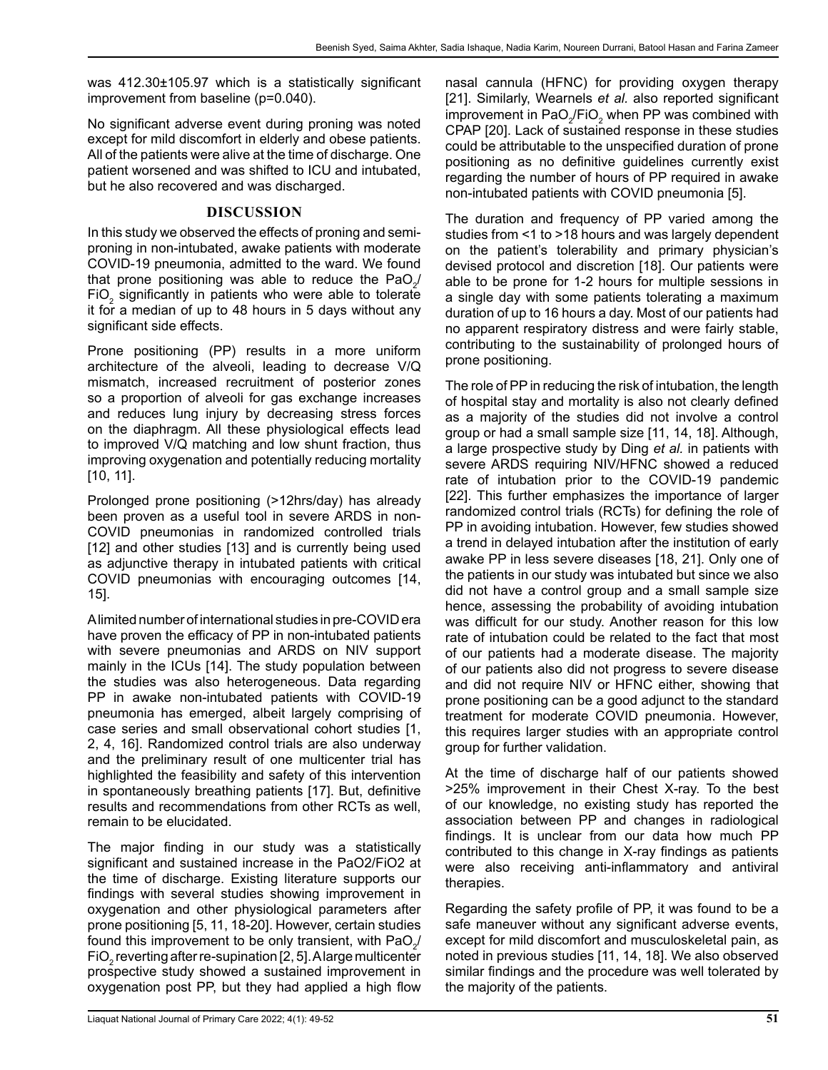was 412.30±105.97 which is a statistically significant improvement from baseline (p=0.040).

No significant adverse event during proning was noted except for mild discomfort in elderly and obese patients. All of the patients were alive at the time of discharge. One patient worsened and was shifted to ICU and intubated, but he also recovered and was discharged.

## DISCUSSION

In this study we observed the effects of proning and semi-proning in non-intubated, awake patients with moderate COVID-19 pneumonia, admitted to the ward. We found that prone positioning was able to reduce the $PaO_2/FiO_2$ significantly in patients who were able to tolerate it for a median of up to 48 hours in 5 days without any significant side effects.

Prone positioning (PP) results in a more uniform architecture of the alveoli, leading to decrease V/Q mismatch, increased recruitment of posterior zones so a proportion of alveoli for gas exchange increases and reduces lung injury by decreasing stress forces on the diaphragm. All these physiological effects lead to improved V/Q matching and low shunt fraction, thus improving oxygenation and potentially reducing mortality [10, 11].

Prolonged prone positioning (>12hrs/day) has already been proven as a useful tool in severe ARDS in non-COVID pneumonias in randomized controlled trials [12] and other studies [13] and is currently being used as adjunctive therapy in intubated patients with critical COVID pneumonias with encouraging outcomes [14, 15].

A limited number of international studies in pre-COVID era have proven the efficacy of PP in non-intubated patients with severe pneumonias and ARDS on NIV support mainly in the ICUs [14]. The study population between the studies was also heterogeneous. Data regarding PP in awake non-intubated patients with COVID-19 pneumonia has emerged, albeit largely comprising of case series and small observational cohort studies [1, 2, 4, 16]. Randomized control trials are also underway and the preliminary result of one multicenter trial has highlighted the feasibility and safety of this intervention in spontaneously breathing patients [17]. But, definitive results and recommendations from other RCTs as well, remain to be elucidated.

The major finding in our study was a statistically significant and sustained increase in the PaO2/FiO2 at the time of discharge. Existing literature supports our findings with several studies showing improvement in oxygenation and other physiological parameters after prone positioning [5, 11, 18-20]. However, certain studies found this improvement to be only transient, with $PaO_2/FiO_2$ reverting after re-supination [2, 5]. A large multicenter prospective study showed a sustained improvement in oxygenation post PP, but they had applied a high flow nasal cannula (HFNC) for providing oxygen therapy [21]. Similarly, Wearnels *et al.* also reported significant improvement in $PaO_2/FiO_2$ when PP was combined with CPAP [20]. Lack of sustained response in these studies could be attributable to the unspecified duration of prone positioning as no definitive guidelines currently exist regarding the number of hours of PP required in awake non-intubated patients with COVID pneumonia [5].

The duration and frequency of PP varied among the studies from <1 to >18 hours and was largely dependent on the patient's tolerability and primary physician's devised protocol and discretion [18]. Our patients were able to be prone for 1-2 hours for multiple sessions in a single day with some patients tolerating a maximum duration of up to 16 hours a day. Most of our patients had no apparent respiratory distress and were fairly stable, contributing to the sustainability of prolonged hours of prone positioning.

The role of PP in reducing the risk of intubation, the length of hospital stay and mortality is also not clearly defined as a majority of the studies did not involve a control group or had a small sample size [11, 14, 18]. Although, a large prospective study by Ding *et al.* in patients with severe ARDS requiring NIV/HFNC showed a reduced rate of intubation prior to the COVID-19 pandemic [22]. This further emphasizes the importance of larger randomized control trials (RCTs) for defining the role of PP in avoiding delayed intubation. However, few studies showed a trend in delayed intubation after the institution of early awake PP in less severe diseases [18, 21]. Only one of the patients in our study was intubated but since we also did not have a control group and a small sample size hence, assessing the probability of avoiding intubation was difficult for our study. Another reason for this low rate of intubation could be related to the fact that most of our patients had a moderate disease. The majority of our patients also did not progress to severe disease and did not require NIV or HFNC either, showing that prone positioning can be a good adjunct to the standard treatment for moderate COVID pneumonia. However, this requires larger studies with an appropriate control group for further validation.

At the time of discharge half of our patients showed >25% improvement in their Chest X-ray. To the best of our knowledge, no existing study has reported the association between PP and changes in radiological findings. It is unclear from our data how much PP contributed to this change in X-ray findings as patients were also receiving anti-inflammatory and antiviral therapies.

Regarding the safety profile of PP, it was found to be a safe maneuver without any significant adverse events, except for mild discomfort and musculoskeletal pain, as noted in previous studies [11, 14, 18]. We also observed similar findings and the procedure was well tolerated by the majority of the patients.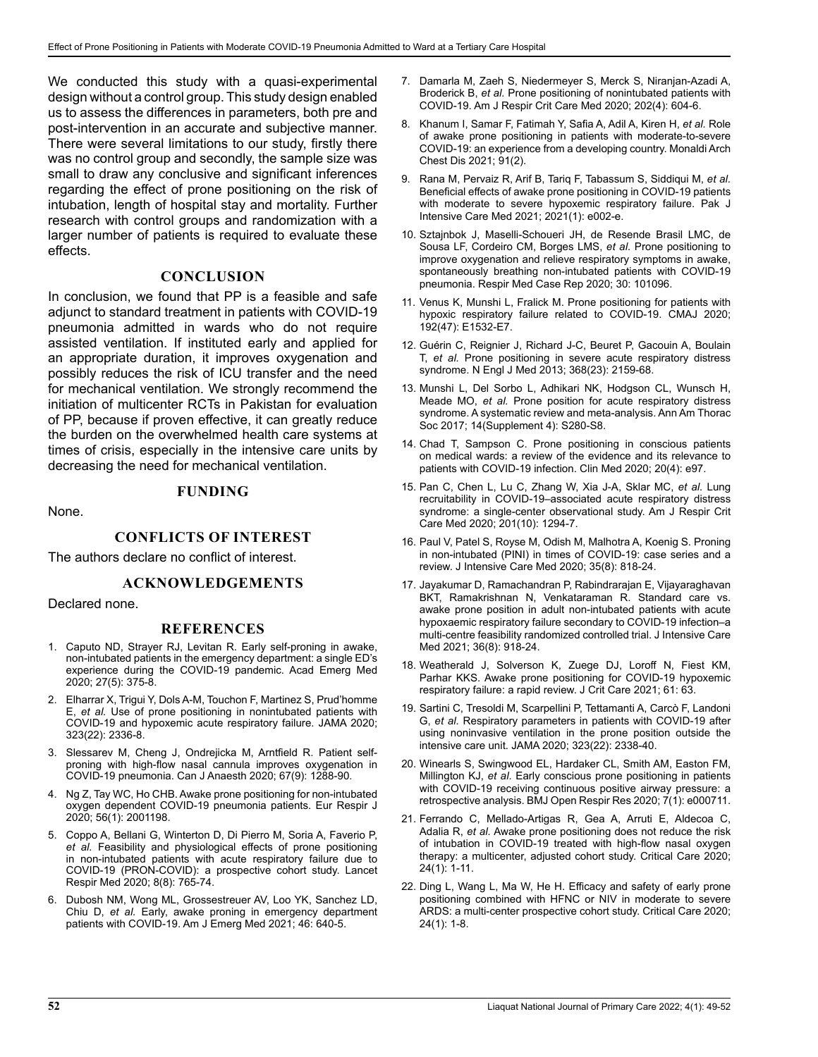We conducted this study with a quasi-experimental design without a control group. This study design enabled us to assess the differences in parameters, both pre and post-intervention in an accurate and subjective manner. There were several limitations to our study, firstly there was no control group and secondly, the sample size was small to draw any conclusive and significant inferences regarding the effect of prone positioning on the risk of intubation, length of hospital stay and mortality. Further research with control groups and randomization with a larger number of patients is required to evaluate these effects.

## CONCLUSION

In conclusion, we found that PP is a feasible and safe adjunct to standard treatment in patients with COVID-19 pneumonia admitted in wards who do not require assisted ventilation. If instituted early and applied for an appropriate duration, it improves oxygenation and possibly reduces the risk of ICU transfer and the need for mechanical ventilation. We strongly recommend the initiation of multicenter RCTs in Pakistan for evaluation of PP, because if proven effective, it can greatly reduce the burden on the overwhelmed health care systems at times of crisis, especially in the intensive care units by decreasing the need for mechanical ventilation.

## FUNDING

None.

## CONFLICTS OF INTEREST

The authors declare no conflict of interest.

## ACKNOWLEDGEMENTS

Declared none.

## REFERENCES

1. Caputo ND, Strayer RJ, Levitan R. Early self-proning in awake, non-intubated patients in the emergency department: a single ED's experience during the COVID-19 pandemic. Acad Emerg Med 2020; 27(5): 375-8.
2. Elharrar X, Trigui Y, Dols A-M, Touchon F, Martinez S, Prud'homme E, *et al.* Use of prone positioning in nonintubated patients with COVID-19 and hypoxemic acute respiratory failure. JAMA 2020; 323(22): 2336-8.
3. Slessarev M, Cheng J, Ondrejicka M, Arntfield R. Patient self-proning with high-flow nasal cannula improves oxygenation in COVID-19 pneumonia. Can J Anaesth 2020; 67(9): 1288-90.
4. Ng Z, Tay WC, Ho CHB. Awake prone positioning for non-intubated oxygen dependent COVID-19 pneumonia patients. Eur Respir J 2020; 56(1): 2001198.
5. Coppo A, Bellani G, Winterton D, Di Pierro M, Soria A, Faverio P, *et al.* Feasibility and physiological effects of prone positioning in non-intubated patients with acute respiratory failure due to COVID-19 (PRON-COVID): a prospective cohort study. Lancet Respir Med 2020; 8(8): 765-74.
6. Dubosh NM, Wong ML, Grossestreuer AV, Loo YK, Sanchez LD, Chiu D, *et al.* Early, awake proning in emergency department patients with COVID-19. Am J Emerg Med 2021; 46: 640-5.
7. Damarla M, Zaeh S, Niedermeyer S, Merck S, Niranjan-Azadi A, Broderick B, *et al.* Prone positioning of nonintubated patients with COVID-19. Am J Respir Crit Care Med 2020; 202(4): 604-6.
8. Khanum I, Samar F, Fatimah Y, Safia A, Adil A, Kiren H, *et al.* Role of awake prone positioning in patients with moderate-to-severe COVID-19: an experience from a developing country. Monaldi Arch Chest Dis 2021; 91(2).
9. Rana M, Pervaiz R, Arif B, Tariq F, Tabassum S, Siddiqui M, *et al.* Beneficial effects of awake prone positioning in COVID-19 patients with moderate to severe hypoxemic respiratory failure. Pak J Intensive Care Med 2021; 2021(1): e002-e.
10. Sztajnbok J, Maselli-Schoueri JH, de Resende Brasil LMC, de Sousa LF, Cordeiro CM, Borges LMS, *et al.* Prone positioning to improve oxygenation and relieve respiratory symptoms in awake, spontaneously breathing non-intubated patients with COVID-19 pneumonia. Respir Med Case Rep 2020; 30: 101096.
11. Venus K, Munshi L, Fralick M. Prone positioning for patients with hypoxic respiratory failure related to COVID-19. CMAJ 2020; 192(47): E1532-E7.
12. Guérin C, Reignier J, Richard J-C, Beuret P, Gacouin A, Boulain T, *et al.* Prone positioning in severe acute respiratory distress syndrome. N Engl J Med 2013; 368(23): 2159-68.
13. Munshi L, Del Sorbo L, Adhikari NK, Hodgson CL, Wunsch H, Meade MO, *et al.* Prone position for acute respiratory distress syndrome. A systematic review and meta-analysis. Ann Am Thorac Soc 2017; 14(Supplement 4): S280-S8.
14. Chad T, Sampson C. Prone positioning in conscious patients on medical wards: a review of the evidence and its relevance to patients with COVID-19 infection. Clin Med 2020; 20(4): e97.
15. Pan C, Chen L, Lu C, Zhang W, Xia J-A, Sklar MC, *et al.* Lung recruitability in COVID-19–associated acute respiratory distress syndrome: a single-center observational study. Am J Respir Crit Care Med 2020; 201(10): 1294-7.
16. Paul V, Patel S, Royse M, Odish M, Malhotra A, Koenig S. Proning in non-intubated (PINI) in times of COVID-19: case series and a review. J Intensive Care Med 2020; 35(8): 818-24.
17. Jayakumar D, Ramachandran P, Rabindrarajan E, Vijayaraghavan BKT, Ramakrishnan N, Venkataraman R. Standard care vs. awake prone position in adult non-intubated patients with acute hypoxaemic respiratory failure secondary to COVID-19 infection–a multi-centre feasibility randomized controlled trial. J Intensive Care Med 2021; 36(8): 918-24.
18. Weatherald J, Solverson K, Zuege DJ, Loroff N, Fiest KM, Parhar KKS. Awake prone positioning for COVID-19 hypoxemic respiratory failure: a rapid review. J Crit Care 2021; 61: 63.
19. Sartini C, Tresoldi M, Scarpellini P, Tettamanti A, Carcò F, Landoni G, *et al.* Respiratory parameters in patients with COVID-19 after using noninvasive ventilation in the prone position outside the intensive care unit. JAMA 2020; 323(22): 2338-40.
20. Winearls S, Swingwood EL, Hardaker CL, Smith AM, Easton FM, Millington KJ, *et al.* Early conscious prone positioning in patients with COVID-19 receiving continuous positive airway pressure: a retrospective analysis. BMJ Open Respir Res 2020; 7(1): e000711.
21. Ferrando C, Mellado-Artigas R, Gea A, Arruti E, Aldecoa C, Adalia R, *et al.* Awake prone positioning does not reduce the risk of intubation in COVID-19 treated with high-flow nasal oxygen therapy: a multicenter, adjusted cohort study. Critical Care 2020; 24(1): 1-11.
22. Ding L, Wang L, Ma W, He H. Efficacy and safety of early prone positioning combined with HFNC or NIV in moderate to severe ARDS: a multi-center prospective cohort study. Critical Care 2020; 24(1): 1-8.